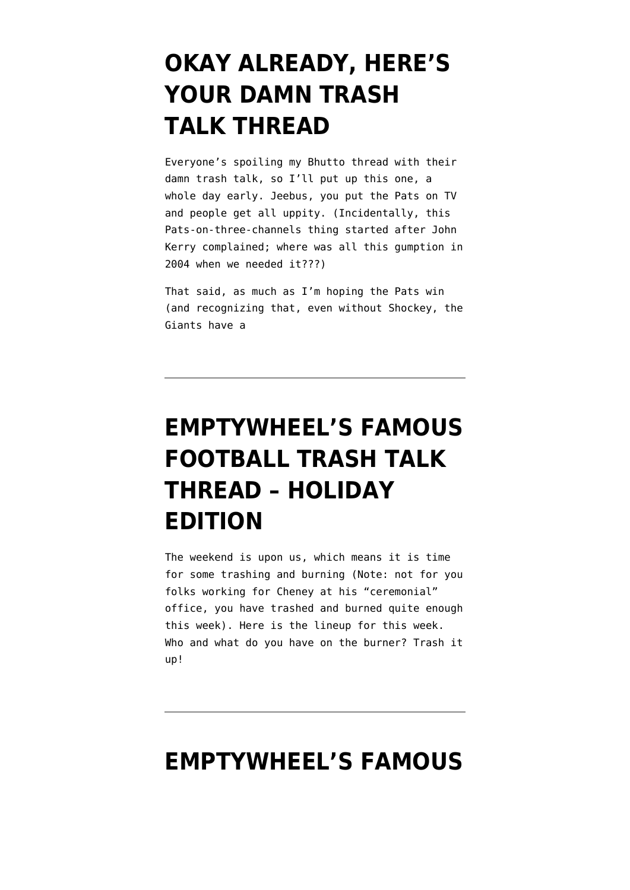# OKAY ALREADY, HERE'S YOUR DAMN TRASH TALK THREAD

Everyone's spoiling my Bhutto thread with their damn trash talk, so I'll put up this one, a whole day early. Jeebus, you put the Pats on TV and people get all uppity. (Incidentally, this Pats-on-three-channels thing started after John Kerry complained; where was all this gumption in 2004 when we needed it???)

That said, as much as I'm hoping the Pats win (and recognizing that, even without Shockey, the Giants have a

---

# EMPTYWHEEL'S FAMOUS FOOTBALL TRASH TALK THREAD – HOLIDAY EDITION

The weekend is upon us, which means it is time for some trashing and burning (Note: not for you folks working for Cheney at his "ceremonial" office, you have trashed and burned quite enough this week). Here is the lineup for this week. Who and what do you have on the burner? Trash it up!

---

# EMPTYWHEEL'S FAMOUS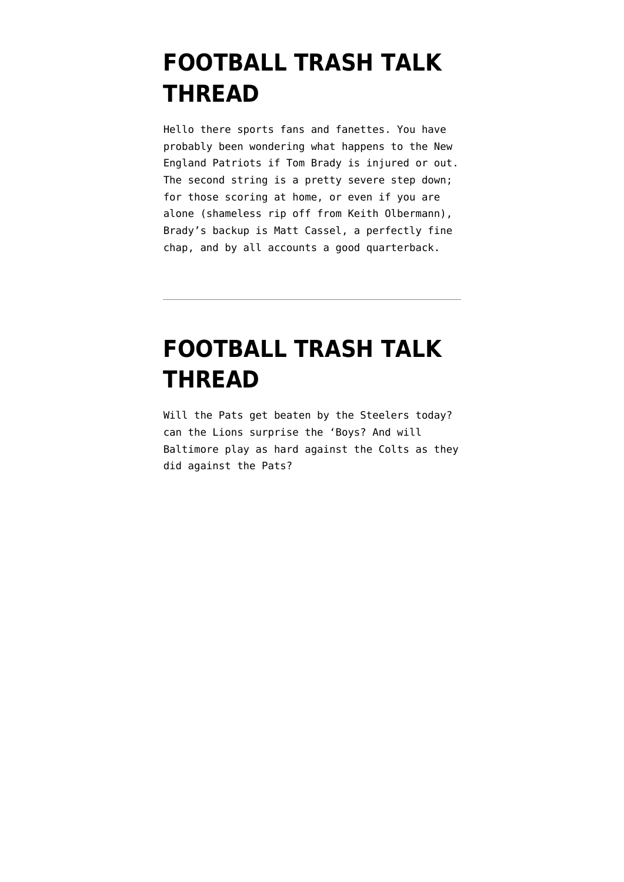# FOOTBALL TRASH TALK THREAD

Hello there sports fans and fanettes. You have probably been wondering what happens to the New England Patriots if Tom Brady is injured or out. The second string is a pretty severe step down; for those scoring at home, or even if you are alone (shameless rip off from Keith Olbermann), Brady's backup is Matt Cassel, a perfectly fine chap, and by all accounts a good quarterback.

---

# FOOTBALL TRASH TALK THREAD

Will the Pats get beaten by the Steelers today? can the Lions surprise the 'Boys? And will Baltimore play as hard against the Colts as they did against the Pats?